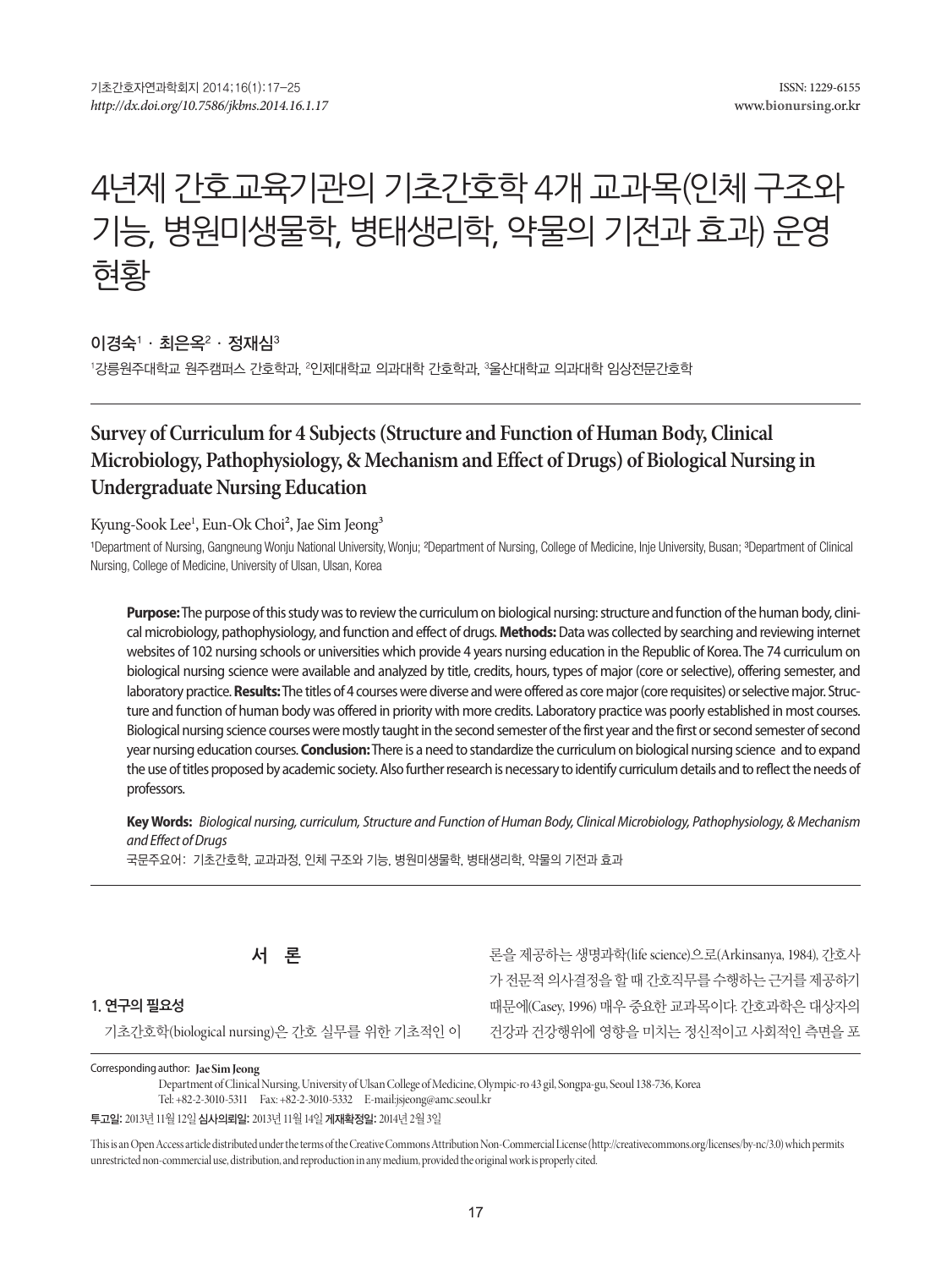# 4년제 간호교육기관의 기초간호학 4개 교과목(인체 구조와 기능, 병원미생물학, 병태생리학, 약물의 기전과 효과) 운영 현황

이경숙[1] · 최은옥[2] · 정재심[3]

[1]강릉원주대학교 원주캠퍼스 간호학과, [2]인제대학교 의과대학 간호학과, [3]울산대학교 의과대학 임상전문간호학

## Survey of Curriculum for 4 Subjects (Structure and Function of Human Body, Clinical Microbiology, Pathophysiology, & Mechanism and Effect of Drugs) of Biological Nursing in Undergraduate Nursing Education

Kyung-Sook Lee[1], Eun-Ok Choi[2], Jae Sim Jeong[3]

[1]Department of Nursing, Gangneung Wonju National University, Wonju; [2]Department of Nursing, College of Medicine, Inje University, Busan; [3]Department of Clinical Nursing, College of Medicine, University of Ulsan, Ulsan, Korea

**Purpose:** The purpose of this study was to review the curriculum on biological nursing: structure and function of the human body, clinical microbiology, pathophysiology, and function and effect of drugs. **Methods:** Data was collected by searching and reviewing internet websites of 102 nursing schools or universities which provide 4 years nursing education in the Republic of Korea. The 74 curriculum on biological nursing science were available and analyzed by title, credits, hours, types of major (core or selective), offering semester, and laboratory practice. **Results:** The titles of 4 courses were diverse and were offered as core major (core requisites) or selective major. Structure and function of human body was offered in priority with more credits. Laboratory practice was poorly established in most courses. Biological nursing science courses were mostly taught in the second semester of the first year and the first or second semester of second year nursing education courses. **Conclusion:** There is a need to standardize the curriculum on biological nursing science and to expand the use of titles proposed by academic society. Also further research is necessary to identify curriculum details and to reflect the needs of professors.

**Key Words:** *Biological nursing, curriculum, Structure and Function of Human Body, Clinical Microbiology, Pathophysiology, & Mechanism and Effect of Drugs*

국문주요어: 기초간호학, 교과과정, 인체 구조와 기능, 병원미생물학, 병태생리학, 약물의 기전과 효과

## 서 론

### 1. 연구의 필요성

기초간호학(biological nursing)은 간호 실무를 위한 기초적인 이론을 제공하는 생명과학(life science)으로(Arkinsanya, 1984), 간호사가 전문적 의사결정을 할 때 간호직무를 수행하는 근거를 제공하기 때문에(Casey, 1996) 매우 중요한 교과목이다. 간호과학은 대상자의 건강과 건강행위에 영향을 미치는 정신적이고 사회적인 측면을 포

Corresponding author: **Jae Sim Jeong**
Department of Clinical Nursing, University of Ulsan College of Medicine, Olympic-ro 43 gil, Songpa-gu, Seoul 138-736, Korea
Tel: +82-2-3010-5311 Fax: +82-2-3010-5332 E-mail: jsjeong@amc.seoul.kr

**투고일:** 2013년 11월 12일 **심사의뢰일:** 2013년 11월 14일 **게재확정일:** 2014년 2월 3일

This is an Open Access article distributed under the terms of the Creative Commons Attribution Non-Commercial License (http://creativecommons.org/licenses/by-nc/3.0) which permits unrestricted non-commercial use, distribution, and reproduction in any medium, provided the original work is properly cited.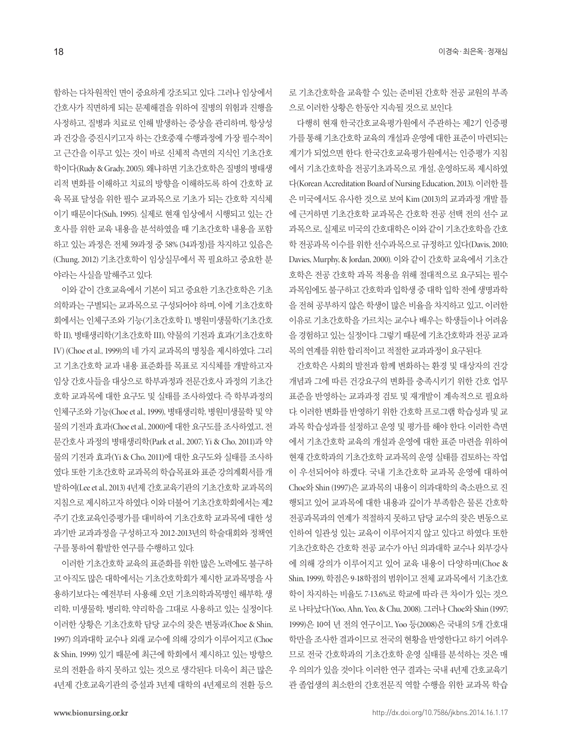함하는 다차원적인 면이 중요하게 강조되고 있다. 그러나 임상에서 간호사가 직면하게 되는 문제해결을 위하여 질병의 위험과 진행을 사정하고, 질병과 치료로 인해 발생하는 증상을 관리하며, 항상성과 건강을 증진시키고자 하는 간호중재 수행과정에 가장 필수적이고 근간을 이루고 있는 것이 바로 신체적 측면의 지식인 기초간호학이다(Rudy & Grady, 2005). 왜냐하면 기초간호학은 질병의 병태생리적 변화를 이해하고 치료의 방향을 이해하도록 하여 간호학 교육 목표 달성을 위한 필수 교과목으로 기초가 되는 간호학 지식체이기 때문이다(Suh, 1995). 실제로 현재 임상에서 시행되고 있는 간호사를 위한 교육 내용을 분석하였을 때 기초간호학 내용을 포함하고 있는 과정은 전체 59과정 중 58% (34과정)를 차지하고 있음은 (Chung, 2012) 기초간호학이 임상실무에서 꼭 필요하고 중요한 분야라는 사실을 말해주고 있다.

이와 같이 간호교육에서 기본이 되고 중요한 기초간호학은 기초의학과는 구별되는 교과목으로 구성되어야 하며, 이에 기초간호학회에서는 인체구조와 기능(기초간호학 I), 병원미생물학(기초간호학 II), 병태생리학(기초간호학 III), 약물의 기전과 효과(기초간호학 IV) (Choe et al., 1999)의 네 가지 교과목의 명칭을 제시하였다. 그리고 기초간호학 교과 내용 표준화를 목표로 지식체를 개발하고자 임상 간호사들을 대상으로 학부과정과 전문간호사 과정의 기초간호학 교과목에 대한 요구도 및 실태를 조사하였다. 즉 학부과정의 인체구조와 기능(Choe et al., 1999), 병태생리학, 병원미생물학 및 약물의 기전과 효과(Choe et al., 2000)에 대한 요구도를 조사하였고, 전문간호사 과정의 병태생리학(Park et al., 2007; Yi & Cho, 2011)과 약물의 기전과 효과(Yi & Cho, 2011)에 대한 요구도와 실태를 조사하였다. 또한 기초간호학 교과목의 학습목표와 표준 강의계획서를 개발하여(Lee et al., 2013) 4년제 간호교육기관의 기초간호학 교과목의 지침으로 제시하고자 하였다. 이와 더불어 기초간호학회에서는 제2주기 간호교육인증평가를 대비하여 기초간호학 교과목에 대한 성과기반 교과과정을 구성하고자 2012-2013년의 학술대회와 정책연구를 통하여 활발한 연구를 수행하고 있다.

이러한 기초간호학 교육의 표준화를 위한 많은 노력에도 불구하고 아직도 많은 대학에서는 기초간호학회가 제시한 교과목명을 사용하기보다는 예전부터 사용해 오던 기초의학과목명인 해부학, 생리학, 미생물학, 병리학, 약리학을 그대로 사용하고 있는 실정이다. 이러한 상황은 기초간호학 담당 교수의 잦은 변동과(Choe & Shin, 1997) 의과대학 교수나 외래 교수에 의해 강의가 이루어지고 (Choe & Shin, 1999) 있기 때문에 최근에 학회에서 제시하고 있는 방향으로의 전환을 하지 못하고 있는 것으로 생각된다. 더욱이 최근 많은 4년제 간호교육기관의 증설과 3년제 대학의 4년제로의 전환 등으로 기초간호학을 교육할 수 있는 준비된 간호학 전공 교원의 부족으로 이러한 상황은 한동안 지속될 것으로 보인다.

다행히 현재 한국간호교육평가원에서 주관하는 제2기 인증평가를 통해 기초간호학 교육의 개설과 운영에 대한 표준이 마련되는 계기가 되었으면 한다. 한국간호교육평가원에서는 인증평가 지침에서 기초간호학을 전공기초과목으로 개설, 운영하도록 제시하였다(Korean Accreditation Board of Nursing Education, 2013). 이러한 틀은 미국에서도 유사한 것으로 보여 Kim (2013)의 교과과정 개발 틀에 근거하면 기초간호학 교과목은 간호학 전공 선택 전의 선수 교과목으로, 실제로 미국의 간호대학은 이와 같이 기초간호학을 간호학 전공과목 이수를 위한 선수과목으로 규정하고 있다(Davis, 2010; Davies, Murphy, & Jordan, 2000). 이와 같이 간호학 교육에서 기초간호학은 전공 간호학 과목 적용을 위해 절대적으로 요구되는 필수과목임에도 불구하고 간호학과 입학생 중 대학 입학 전에 생명과학을 전혀 공부하지 않은 학생이 많은 비율을 차지하고 있고, 이러한 이유로 기초간호학을 가르치는 교수나 배우는 학생들이나 어려움을 경험하고 있는 실정이다. 그렇기 때문에 기초간호학과 전공 교과목의 연계를 위한 합리적이고 적절한 교과과정이 요구된다.

간호학은 사회의 발전과 함께 변화하는 환경 및 대상자의 건강 개념과 그에 따른 건강요구의 변화를 충족시키기 위한 간호 업무 표준을 반영하는 교과과정 검토 및 재개발이 계속적으로 필요하다. 이러한 변화를 반영하기 위한 간호학 프로그램 학습성과 및 교과목 학습성과를 설정하고 운영 및 평가를 해야 한다. 이러한 측면에서 기초간호학 교육의 개설과 운영에 대한 표준 마련을 위하여 현재 간호학과의 기초간호학 교과목의 운영 실태를 검토하는 작업이 우선되어야 하겠다. 국내 기초간호학 교과목 운영에 대하여 Choe와 Shin (1997)은 교과목의 내용이 의과대학의 축소판으로 진행되고 있어 교과목에 대한 내용과 깊이가 부족함은 물론 간호학 전공과목과의 연계가 적절하지 못하고 담당 교수의 잦은 변동으로 인하여 일관성 있는 교육이 이루어지지 않고 있다고 하였다. 또한 기초간호학은 간호학 전공 교수가 아닌 의과대학 교수나 외부강사에 의해 강의가 이루어지고 있어 교육 내용이 다양하며(Choe & Shin, 1999), 학점은 9-18학점의 범위이고 전체 교과목에서 기초간호학이 차지하는 비율도 7-13.6%로 학교에 따라 큰 차이가 있는 것으로 나타났다(Yoo, Ahn, Yeo, & Chu, 2008). 그러나 Choe와 Shin (1997; 1999)은 10여 년 전의 연구이고, Yoo 등(2008)은 국내의 5개 간호대학만을 조사한 결과이므로 전국의 현황을 반영한다고 하기 어려우므로 전국 간호학과의 기초간호학 운영 실태를 분석하는 것은 매우 의의가 있을 것이다. 이러한 연구 결과는 국내 4년제 간호교육기관 졸업생의 최소한의 간호전문직 역할 수행을 위한 교과목 학습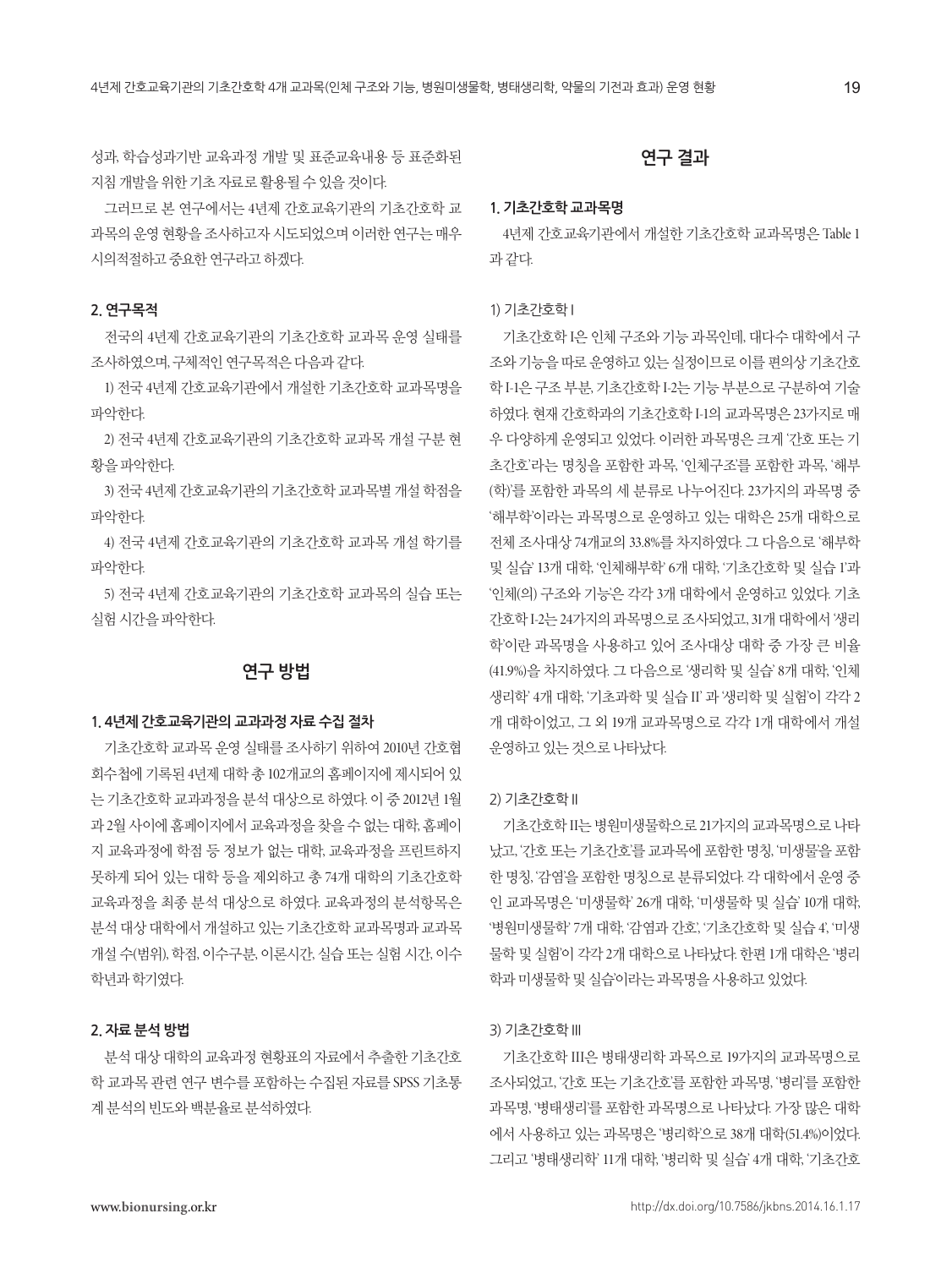성과, 학습성과기반 교육과정 개발 및 표준교육내용 등 표준화된 지침 개발을 위한 기초 자료로 활용될 수 있을 것이다.

그러므로 본 연구에서는 4년제 간호교육기관의 기초간호학 교과목의 운영 현황을 조사하고자 시도되었으며 이러한 연구는 매우 시의적절하고 중요한 연구라고 하겠다.

### 2. 연구목적

전국의 4년제 간호교육기관의 기초간호학 교과목 운영 실태를 조사하였으며, 구체적인 연구목적은 다음과 같다.

1) 전국 4년제 간호교육기관에서 개설한 기초간호학 교과목명을 파악한다.

2) 전국 4년제 간호교육기관의 기초간호학 교과목 개설 구분 현황을 파악한다.

3) 전국 4년제 간호교육기관의 기초간호학 교과목별 개설 학점을 파악한다.

4) 전국 4년제 간호교육기관의 기초간호학 교과목 개설 학기를 파악한다.

5) 전국 4년제 간호교육기관의 기초간호학 교과목의 실습 또는 실험 시간을 파악한다.

## 연구 방법

### 1. 4년제 간호교육기관의 교과과정 자료 수집 절차

기초간호학 교과목 운영 실태를 조사하기 위하여 2010년 간호협회수첩에 기록된 4년제 대학 총 102개교의 홈페이지에 제시되어 있는 기초간호학 교과과정을 분석 대상으로 하였다. 이 중 2012년 1월과 2월 사이에 홈페이지에서 교육과정을 찾을 수 없는 대학, 홈페이지 교육과정에 학점 등 정보가 없는 대학, 교육과정을 프린트하지 못하게 되어 있는 대학 등을 제외하고 총 74개 대학의 기초간호학 교육과정을 최종 분석 대상으로 하였다. 교육과정의 분석항목은 분석 대상 대학에서 개설하고 있는 기초간호학 교과목명과 교과목 개설 수(범위), 학점, 이수구분, 이론시간, 실습 또는 실험 시간, 이수 학년과 학기였다.

### 2. 자료 분석 방법

분석 대상 대학의 교육과정 현황표의 자료에서 추출한 기초간호학 교과목 관련 연구 변수를 포함하는 수집된 자료를 SPSS 기초통계 분석의 빈도와 백분율로 분석하였다.

## 연구 결과

### 1. 기초간호학 교과목명

4년제 간호교육기관에서 개설한 기초간호학 교과목명은 Table 1과 같다.

#### 1) 기초간호학 I

기초간호학 I은 인체 구조와 기능 과목인데, 대다수 대학에서 구조와 기능을 따로 운영하고 있는 실정이므로 이를 편의상 기초간호학 I-1은 구조 부분, 기초간호학 I-2는 기능 부분으로 구분하여 기술하였다. 현재 간호학과의 기초간호학 I-1의 교과목명은 23가지로 매우 다양하게 운영되고 있었다. 이러한 과목명은 크게 '간호 또는 기초간호'라는 명칭을 포함한 과목, '인체구조'를 포함한 과목, '해부(학)'를 포함한 과목의 세 분류로 나누어진다. 23가지의 과목명 중 '해부학'이라는 과목명으로 운영하고 있는 대학은 25개 대학으로 전체 조사대상 74개교의 33.8%를 차지하였다. 그 다음으로 '해부학 및 실습' 13개 대학, '인체해부학' 6개 대학, '기초간호학 및 실습 I'과 '인체(의) 구조와 기능'은 각각 3개 대학에서 운영하고 있었다. 기초간호학 I-2는 24가지의 과목명으로 조사되었고, 31개 대학에서 '생리학'이란 과목명을 사용하고 있어 조사대상 대학 중 가장 큰 비율(41.9%)을 차지하였다. 그 다음으로 '생리학 및 실습' 8개 대학, '인체생리학' 4개 대학, '기초과학 및 실습 II' 과 '생리학 및 실험'이 각각 2개 대학이었고, 그 외 19개 교과목명으로 각각 1개 대학에서 개설 운영하고 있는 것으로 나타났다.

#### 2) 기초간호학 II

기초간호학 II는 병원미생물학으로 21가지의 교과목명으로 나타났고, '간호 또는 기초간호'를 교과목에 포함한 명칭, '미생물'을 포함한 명칭, '감염'을 포함한 명칭으로 분류되었다. 각 대학에서 운영 중인 교과목명은 '미생물학' 26개 대학, '미생물학 및 실습' 10개 대학, '병원미생물학' 7개 대학, '감염과 간호', '기초간호학 및 실습 4', '미생물학 및 실험'이 각각 2개 대학으로 나타났다. 한편 1개 대학은 '병리학과 미생물학 및 실습'이라는 과목명을 사용하고 있었다.

#### 3) 기초간호학 III

기초간호학 III은 병태생리학 과목으로 19가지의 교과목명으로 조사되었고, '간호 또는 기초간호'를 포함한 과목명, '병리'를 포함한 과목명, '병태생리'를 포함한 과목명으로 나타났다. 가장 많은 대학에서 사용하고 있는 과목명은 '병리학'으로 38개 대학(51.4%)이었다. 그리고 '병태생리학' 11개 대학, '병리학 및 실습' 4개 대학, '기초간호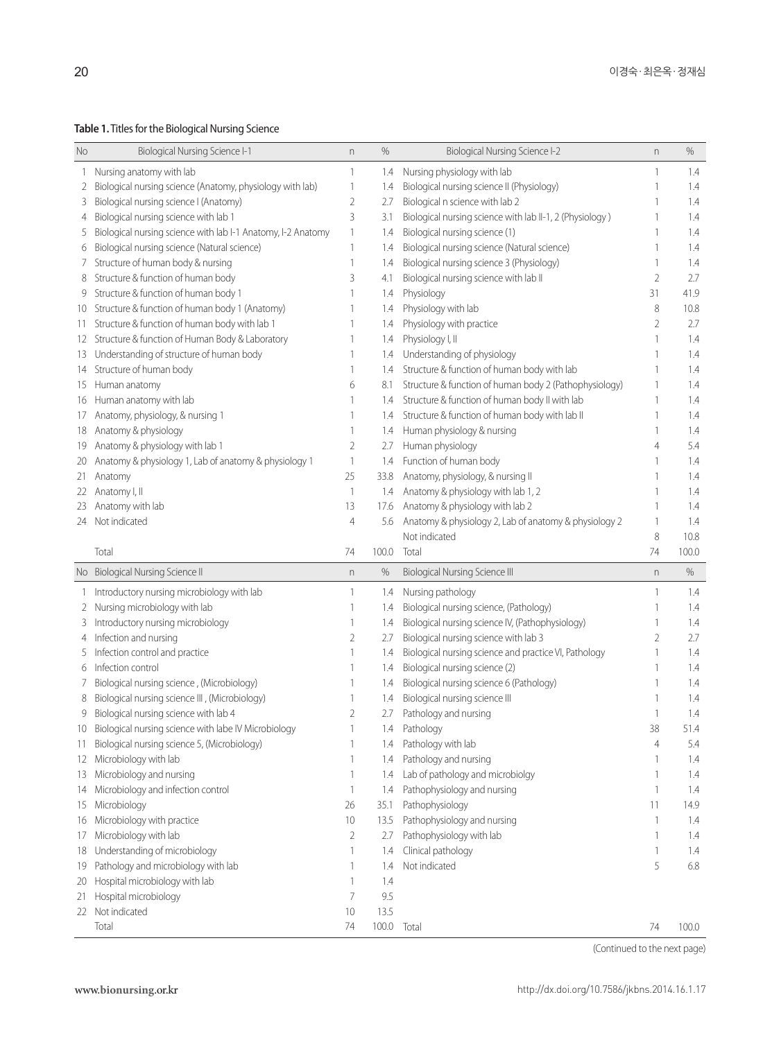**Table 1.** Titles for the Biological Nursing Science

| No | Biological Nursing Science I-1 | n | % | Biological Nursing Science I-2 | n | % |
|---|---|---|---|---|---|---|
| 1 | Nursing anatomy with lab | 1 | 1.4 | Nursing physiology with lab | 1 | 1.4 |
| 2 | Biological nursing science (Anatomy, physiology with lab) | 1 | 1.4 | Biological nursing science II (Physiology) | 1 | 1.4 |
| 3 | Biological nursing science I (Anatomy) | 2 | 2.7 | Biological n science with lab 2 | 1 | 1.4 |
| 4 | Biological nursing science with lab 1 | 3 | 3.1 | Biological nursing science with lab II-1, 2 (Physiology ) | 1 | 1.4 |
| 5 | Biological nursing science with lab I-1 Anatomy, I-2 Anatomy | 1 | 1.4 | Biological nursing science (1) | 1 | 1.4 |
| 6 | Biological nursing science (Natural science) | 1 | 1.4 | Biological nursing science (Natural science) | 1 | 1.4 |
| 7 | Structure of human body & nursing | 1 | 1.4 | Biological nursing science 3 (Physiology) | 1 | 1.4 |
| 8 | Structure & function of human body | 3 | 4.1 | Biological nursing science with lab II | 2 | 2.7 |
| 9 | Structure & function of human body 1 | 1 | 1.4 | Physiology | 31 | 41.9 |
| 10 | Structure & function of human body 1 (Anatomy) | 1 | 1.4 | Physiology with lab | 8 | 10.8 |
| 11 | Structure & function of human body with lab 1 | 1 | 1.4 | Physiology with practice | 2 | 2.7 |
| 12 | Structure & function of Human Body & Laboratory | 1 | 1.4 | Physiology I, II | 1 | 1.4 |
| 13 | Understanding of structure of human body | 1 | 1.4 | Understanding of physiology | 1 | 1.4 |
| 14 | Structure of human body | 1 | 1.4 | Structure & function of human body with lab | 1 | 1.4 |
| 15 | Human anatomy | 6 | 8.1 | Structure & function of human body 2 (Pathophysiology) | 1 | 1.4 |
| 16 | Human anatomy with lab | 1 | 1.4 | Structure & function of human body II with lab | 1 | 1.4 |
| 17 | Anatomy, physiology, & nursing 1 | 1 | 1.4 | Structure & function of human body with lab II | 1 | 1.4 |
| 18 | Anatomy & physiology | 1 | 1.4 | Human physiology & nursing | 1 | 1.4 |
| 19 | Anatomy & physiology with lab 1 | 2 | 2.7 | Human physiology | 4 | 5.4 |
| 20 | Anatomy & physiology 1, Lab of anatomy & physiology 1 | 1 | 1.4 | Function of human body | 1 | 1.4 |
| 21 | Anatomy | 25 | 33.8 | Anatomy, physiology, & nursing II | 1 | 1.4 |
| 22 | Anatomy I, II | 1 | 1.4 | Anatomy & physiology with lab 1, 2 | 1 | 1.4 |
| 23 | Anatomy with lab | 13 | 17.6 | Anatomy & physiology with lab 2 | 1 | 1.4 |
| 24 | Not indicated | 4 | 5.6 | Anatomy & physiology 2, Lab of anatomy & physiology 2 | 1 | 1.4 |
| | | | | Not indicated | 8 | 10.8 |
| | Total | 74 | 100.0 | Total | 74 | 100.0 |

| No | Biological Nursing Science II | n | % | Biological Nursing Science III | n | % |
|---|---|---|---|---|---|---|
| 1 | Introductory nursing microbiology with lab | 1 | 1.4 | Nursing pathology | 1 | 1.4 |
| 2 | Nursing microbiology with lab | 1 | 1.4 | Biological nursing science, (Pathology) | 1 | 1.4 |
| 3 | Introductory nursing microbiology | 1 | 1.4 | Biological nursing science IV, (Pathophysiology) | 1 | 1.4 |
| 4 | Infection and nursing | 2 | 2.7 | Biological nursing science with lab 3 | 2 | 2.7 |
| 5 | Infection control and practice | 1 | 1.4 | Biological nursing science and practice VI, Pathology | 1 | 1.4 |
| 6 | Infection control | 1 | 1.4 | Biological nursing science (2) | 1 | 1.4 |
| 7 | Biological nursing science , (Microbiology) | 1 | 1.4 | Biological nursing science 6 (Pathology) | 1 | 1.4 |
| 8 | Biological nursing science III , (Microbiology) | 1 | 1.4 | Biological nursing science III | 1 | 1.4 |
| 9 | Biological nursing science with lab 4 | 2 | 2.7 | Pathology and nursing | 1 | 1.4 |
| 10 | Biological nursing science with labe IV Microbiology | 1 | 1.4 | Pathology | 38 | 51.4 |
| 11 | Biological nursing science 5, (Microbiology) | 1 | 1.4 | Pathology with lab | 4 | 5.4 |
| 12 | Microbiology with lab | 1 | 1.4 | Pathology and nursing | 1 | 1.4 |
| 13 | Microbiology and nursing | 1 | 1.4 | Lab of pathology and microbiolgy | 1 | 1.4 |
| 14 | Microbiology and infection control | 1 | 1.4 | Pathophysiology and nursing | 1 | 1.4 |
| 15 | Microbiology | 26 | 35.1 | Pathophysiology | 11 | 14.9 |
| 16 | Microbiology with practice | 10 | 13.5 | Pathophysiology and nursing | 1 | 1.4 |
| 17 | Microbiology with lab | 2 | 2.7 | Pathophysiology with lab | 1 | 1.4 |
| 18 | Understanding of microbiology | 1 | 1.4 | Clinical pathology | 1 | 1.4 |
| 19 | Pathology and microbiology with lab | 1 | 1.4 | Not indicated | 5 | 6.8 |
| 20 | Hospital microbiology with lab | 1 | 1.4 | | | |
| 21 | Hospital microbiology | 7 | 9.5 | | | |
| 22 | Not indicated | 10 | 13.5 | | | |
| | Total | 74 | 100.0 | Total | 74 | 100.0 |

(Continued to the next page)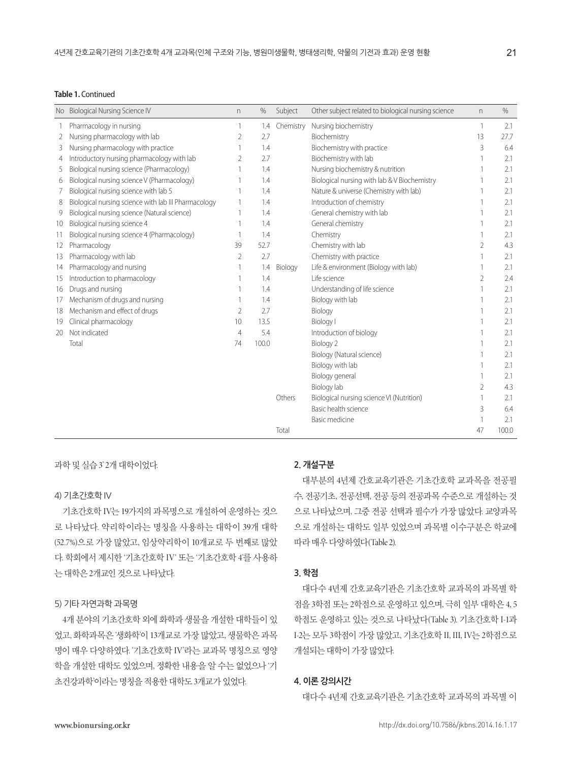**Table 1.** Continued

| No | Biological Nursing Science IV | n | % | Subject | Other subject related to biological nursing science | n | % |
|---|---|---|---|---|---|---|---|
| 1 | Pharmacology in nursing | 1 | 1.4 | Chemistry | Nursing biochemistry | 1 | 2.1 |
| 2 | Nursing pharmacology with lab | 2 | 2.7 | | Biochemistry | 13 | 27.7 |
| 3 | Nursing pharmacology with practice | 1 | 1.4 | | Biochemistry with practice | 3 | 6.4 |
| 4 | Introductory nursing pharmacology with lab | 2 | 2.7 | | Biochemistry with lab | 1 | 2.1 |
| 5 | Biological nursing science (Pharmacology) | 1 | 1.4 | | Nursing biochemistry & nutrition | 1 | 2.1 |
| 6 | Biological nursing science V (Pharmacology) | 1 | 1.4 | | Biological nursing with lab & V Biochemistry | 1 | 2.1 |
| 7 | Biological nursing science with lab 5 | 1 | 1.4 | | Nature & universe (Chemistry with lab) | 1 | 2.1 |
| 8 | Biological nursing science with lab III Pharmacology | 1 | 1.4 | | Introduction of chemistry | 1 | 2.1 |
| 9 | Biological nursing science (Natural science) | 1 | 1.4 | | General chemistry with lab | 1 | 2.1 |
| 10 | Biological nursing science 4 | 1 | 1.4 | | General chemistry | 1 | 2.1 |
| 11 | Biological nursing science 4 (Pharmacology) | 1 | 1.4 | | Chemistry | 1 | 2.1 |
| 12 | Pharmacology | 39 | 52.7 | | Chemistry with lab | 2 | 4.3 |
| 13 | Pharmacology with lab | 2 | 2.7 | | Chemistry with practice | 1 | 2.1 |
| 14 | Pharmacology and nursing | 1 | 1.4 | Biology | Life & environment (Biology with lab) | 1 | 2.1 |
| 15 | Introduction to pharmacology | 1 | 1.4 | | Life science | 2 | 2.4 |
| 16 | Drugs and nursing | 1 | 1.4 | | Understanding of life science | 1 | 2.1 |
| 17 | Mechanism of drugs and nursing | 1 | 1.4 | | Biology with lab | 1 | 2.1 |
| 18 | Mechanism and effect of drugs | 2 | 2.7 | | Biology | 1 | 2.1 |
| 19 | Clinical pharmacology | 10 | 13.5 | | Biology I | 1 | 2.1 |
| 20 | Not indicated | 4 | 5.4 | | Introduction of biology | 1 | 2.1 |
| | Total | 74 | 100.0 | | Biology 2 | 1 | 2.1 |
| | | | | | Biology (Natural science) | 1 | 2.1 |
| | | | | | Biology with lab | 1 | 2.1 |
| | | | | | Biology general | 1 | 2.1 |
| | | | | | Biology lab | 2 | 4.3 |
| | | | | Others | Biological nursing science VI (Nutrition) | 1 | 2.1 |
| | | | | | Basic health science | 3 | 6.4 |
| | | | | | Basic medicine | 1 | 2.1 |
| | | | | Total | | 47 | 100.0 |

과학 및 실습 3' 2개 대학이었다.

#### 4) 기초간호학 IV

기초간호학 IV는 19가지의 과목명으로 개설하여 운영하는 것으로 나타났다. 약리학이라는 명칭을 사용하는 대학이 39개 대학(52.7%)으로 가장 많았고, 임상약리학이 10개교로 두 번째로 많았다. 학회에서 제시한 '기초간호학 IV' 또는 '기초간호학 4'를 사용하는 대학은 2개교인 것으로 나타났다.

#### 5) 기타 자연과학 과목명

4개 분야의 기초간호학 외에 화학과 생물을 개설한 대학들이 있었고, 화학과목은 '생화학'이 13개교로 가장 많았고, 생물학은 과목명이 매우 다양하였다. '기초간호학 IV'라는 교과목 명칭으로 영양학을 개설한 대학도 있었으며, 정확한 내용을 알 수는 없었으나 '기초건강과학'이라는 명칭을 적용한 대학도 3개교가 있었다.

### 2. 개설구분

대부분의 4년제 간호교육기관은 기초간호학 교과목을 전공필수, 전공기초, 전공선택, 전공 등의 전공과목 수준으로 개설하는 것으로 나타났으며, 그중 전공 선택과 필수가 가장 많았다. 교양과목으로 개설하는 대학도 일부 있었으며 과목별 이수구분은 학교에 따라 매우 다양하였다(Table 2).

### 3. 학점

대다수 4년제 간호교육기관은 기초간호학 교과목의 과목별 학점을 3학점 또는 2학점으로 운영하고 있으며, 극히 일부 대학은 4, 5학점도 운영하고 있는 것으로 나타났다(Table 3). 기초간호학 I-1과 I-2는 모두 3학점이 가장 많았고, 기초간호학 II, III, IV는 2학점으로 개설되는 대학이 가장 많았다.

### 4. 이론 강의시간

대다수 4년제 간호교육기관은 기초간호학 교과목의 과목별 이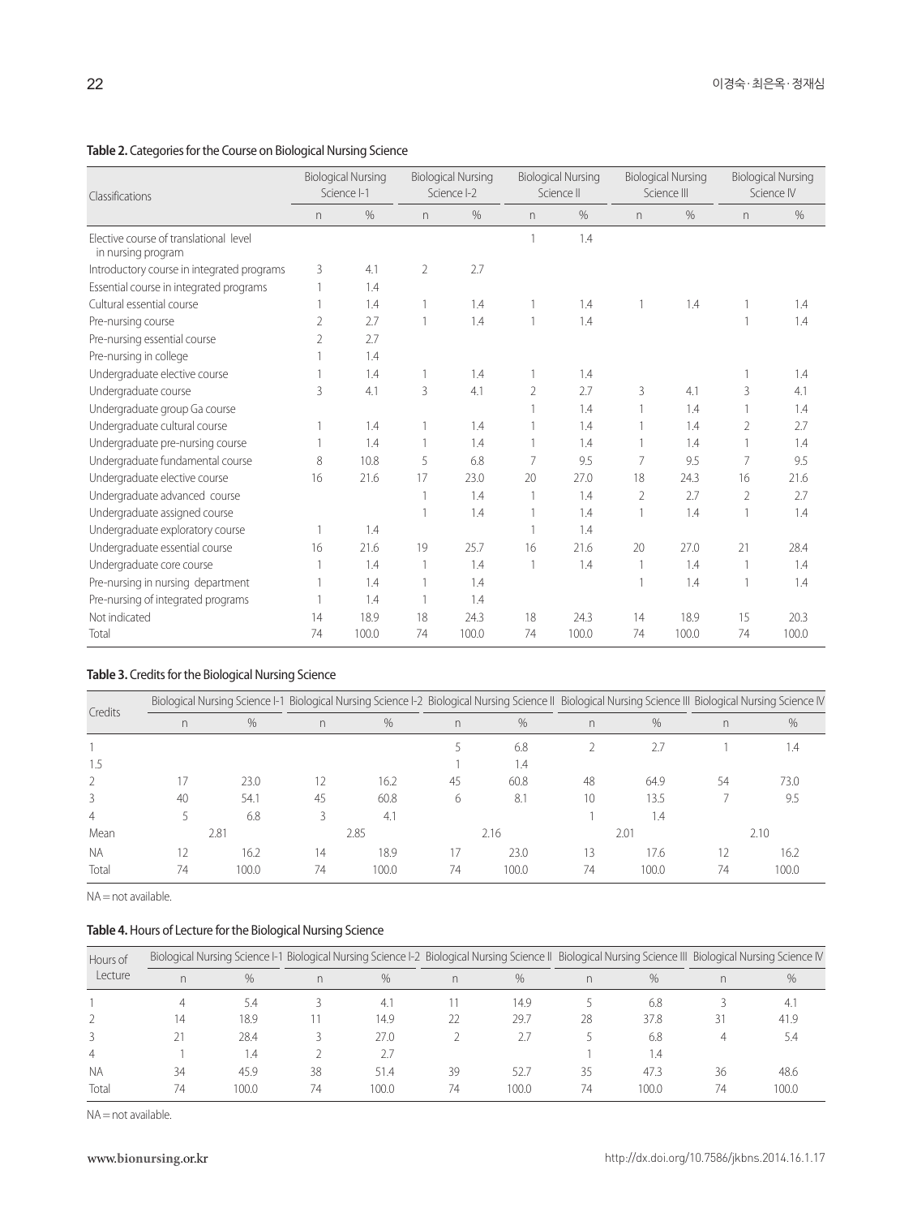**Table 2.** Categories for the Course on Biological Nursing Science

| Classifications | Biological Nursing Science I-1 | | Biological Nursing Science I-2 | | Biological Nursing Science II | | Biological Nursing Science III | | Biological Nursing Science IV | |
|---|---|---|---|---|---|---|---|---|---|---|
| | n | % | n | % | n | % | n | % | n | % |
| Elective course of translational level in nursing program | | | | | 1 | 1.4 | | | | |
| Introductory course in integrated programs | 3 | 4.1 | 2 | 2.7 | | | | | | |
| Essential course in integrated programs | 1 | 1.4 | | | | | | | | |
| Cultural essential course | 1 | 1.4 | 1 | 1.4 | 1 | 1.4 | 1 | 1.4 | 1 | 1.4 |
| Pre-nursing course | 2 | 2.7 | 1 | 1.4 | 1 | 1.4 | | | 1 | 1.4 |
| Pre-nursing essential course | 2 | 2.7 | | | | | | | | |
| Pre-nursing in college | 1 | 1.4 | | | | | | | | |
| Undergraduate elective course | 1 | 1.4 | 1 | 1.4 | 1 | 1.4 | | | 1 | 1.4 |
| Undergraduate course | 3 | 4.1 | 3 | 4.1 | 2 | 2.7 | 3 | 4.1 | 3 | 4.1 |
| Undergraduate group Ga course | | | | | 1 | 1.4 | 1 | 1.4 | 1 | 1.4 |
| Undergraduate cultural course | 1 | 1.4 | 1 | 1.4 | 1 | 1.4 | 1 | 1.4 | 2 | 2.7 |
| Undergraduate pre-nursing course | 1 | 1.4 | 1 | 1.4 | 1 | 1.4 | 1 | 1.4 | 1 | 1.4 |
| Undergraduate fundamental course | 8 | 10.8 | 5 | 6.8 | 7 | 9.5 | 7 | 9.5 | 7 | 9.5 |
| Undergraduate elective course | 16 | 21.6 | 17 | 23.0 | 20 | 27.0 | 18 | 24.3 | 16 | 21.6 |
| Undergraduate advanced course | | | 1 | 1.4 | 1 | 1.4 | 2 | 2.7 | 2 | 2.7 |
| Undergraduate assigned course | | | 1 | 1.4 | 1 | 1.4 | 1 | 1.4 | 1 | 1.4 |
| Undergraduate exploratory course | 1 | 1.4 | | | 1 | 1.4 | | | | |
| Undergraduate essential course | 16 | 21.6 | 19 | 25.7 | 16 | 21.6 | 20 | 27.0 | 21 | 28.4 |
| Undergraduate core course | 1 | 1.4 | 1 | 1.4 | 1 | 1.4 | 1 | 1.4 | 1 | 1.4 |
| Pre-nursing in nursing department | 1 | 1.4 | 1 | 1.4 | | | 1 | 1.4 | 1 | 1.4 |
| Pre-nursing of integrated programs | 1 | 1.4 | 1 | 1.4 | | | | | | |
| Not indicated | 14 | 18.9 | 18 | 24.3 | 18 | 24.3 | 14 | 18.9 | 15 | 20.3 |
| Total | 74 | 100.0 | 74 | 100.0 | 74 | 100.0 | 74 | 100.0 | 74 | 100.0 |

**Table 3.** Credits for the Biological Nursing Science

| Credits | Biological Nursing Science I-1 | | Biological Nursing Science I-2 | | Biological Nursing Science II | | Biological Nursing Science III | | Biological Nursing Science IV | |
|---|---|---|---|---|---|---|---|---|---|---|
| | n | % | n | % | n | % | n | % | n | % |
| 1 | | | | | 5 | 6.8 | 2 | 2.7 | 1 | 1.4 |
| 1.5 | | | | | 1 | 1.4 | | | | |
| 2 | 17 | 23.0 | 12 | 16.2 | 45 | 60.8 | 48 | 64.9 | 54 | 73.0 |
| 3 | 40 | 54.1 | 45 | 60.8 | 6 | 8.1 | 10 | 13.5 | 7 | 9.5 |
| 4 | 5 | 6.8 | 3 | 4.1 | | | 1 | 1.4 | | |
| Mean | 2.81 | | 2.85 | | 2.16 | | 2.01 | | 2.10 | |
| NA | 12 | 16.2 | 14 | 18.9 | 17 | 23.0 | 13 | 17.6 | 12 | 16.2 |
| Total | 74 | 100.0 | 74 | 100.0 | 74 | 100.0 | 74 | 100.0 | 74 | 100.0 |

NA = not available.

**Table 4.** Hours of Lecture for the Biological Nursing Science

| Hours of Lecture | Biological Nursing Science I-1 | | Biological Nursing Science I-2 | | Biological Nursing Science II | | Biological Nursing Science III | | Biological Nursing Science IV | |
|---|---|---|---|---|---|---|---|---|---|---|
| | n | % | n | % | n | % | n | % | n | % |
| 1 | 4 | 5.4 | 3 | 4.1 | 11 | 14.9 | 5 | 6.8 | 3 | 4.1 |
| 2 | 14 | 18.9 | 11 | 14.9 | 22 | 29.7 | 28 | 37.8 | 31 | 41.9 |
| 3 | 21 | 28.4 | 3 | 27.0 | 2 | 2.7 | 5 | 6.8 | 4 | 5.4 |
| 4 | 1 | 1.4 | 2 | 2.7 | | | 1 | 1.4 | | |
| NA | 34 | 45.9 | 38 | 51.4 | 39 | 52.7 | 35 | 47.3 | 36 | 48.6 |
| Total | 74 | 100.0 | 74 | 100.0 | 74 | 100.0 | 74 | 100.0 | 74 | 100.0 |

NA = not available.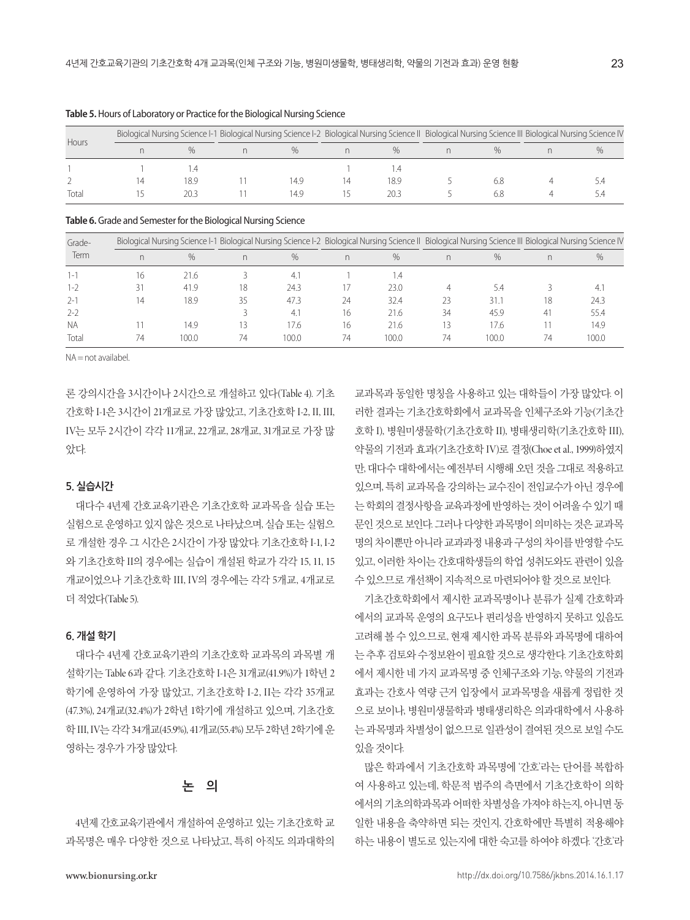**Table 5.** Hours of Laboratory or Practice for the Biological Nursing Science

| Hours | Biological Nursing Science I-1 | | Biological Nursing Science I-2 | | Biological Nursing Science II | | Biological Nursing Science III | | Biological Nursing Science IV | |
|---|---|---|---|---|---|---|---|---|---|---|
| | n | % | n | % | n | % | n | % | n | % |
| 1 | 1 | 1.4 | | | 1 | 1.4 | | | | |
| 2 | 14 | 18.9 | 11 | 14.9 | 14 | 18.9 | 5 | 6.8 | 4 | 5.4 |
| Total | 15 | 20.3 | 11 | 14.9 | 15 | 20.3 | 5 | 6.8 | 4 | 5.4 |

**Table 6.** Grade and Semester for the Biological Nursing Science

| Grade-Term | Biological Nursing Science I-1 | | Biological Nursing Science I-2 | | Biological Nursing Science II | | Biological Nursing Science III | | Biological Nursing Science IV | |
|---|---|---|---|---|---|---|---|---|---|---|
| | n | % | n | % | n | % | n | % | n | % |
| 1-1 | 16 | 21.6 | 3 | 4.1 | 1 | 1.4 | | | | |
| 1-2 | 31 | 41.9 | 18 | 24.3 | 17 | 23.0 | 4 | 5.4 | 3 | 4.1 |
| 2-1 | 14 | 18.9 | 35 | 47.3 | 24 | 32.4 | 23 | 31.1 | 18 | 24.3 |
| 2-2 | | | 3 | 4.1 | 16 | 21.6 | 34 | 45.9 | 41 | 55.4 |
| NA | 11 | 14.9 | 13 | 17.6 | 16 | 21.6 | 13 | 17.6 | 11 | 14.9 |
| Total | 74 | 100.0 | 74 | 100.0 | 74 | 100.0 | 74 | 100.0 | 74 | 100.0 |

NA = not availabel.

론 강의시간을 3시간이나 2시간으로 개설하고 있다(Table 4). 기초간호학 I-1은 3시간이 21개교로 가장 많았고, 기초간호학 I-2, II, III, IV는 모두 2시간이 각각 11개교, 22개교, 28개교, 31개교로 가장 많았다.

### 5. 실습시간

대다수 4년제 간호교육기관은 기초간호학 교과목을 실습 또는 실험으로 운영하고 있지 않은 것으로 나타났으며, 실습 또는 실험으로 개설한 경우 그 시간은 2시간이 가장 많았다. 기초간호학 I-1, I-2와 기초간호학 II의 경우에는 실습이 개설된 학교가 각각 15, 11, 15개교이었으나 기초간호학 III, IV의 경우에는 각각 5개교, 4개교로 더 적었다(Table 5).

### 6. 개설 학기

대다수 4년제 간호교육기관의 기초간호학 교과목의 과목별 개설학기는 Table 6과 같다. 기초간호학 I-1은 31개교(41.9%)가 1학년 2학기에 운영하여 가장 많았고, 기초간호학 I-2, II는 각각 35개교(47.3%), 24개교(32.4%)가 2학년 1학기에 개설하고 있으며, 기초간호학 III, IV는 각각 34개교(45.9%), 41개교(55.4%) 모두 2학년 2학기에 운영하는 경우가 가장 많았다.

## 논 의

4년제 간호교육기관에서 개설하여 운영하고 있는 기초간호학 교과목명은 매우 다양한 것으로 나타났고, 특히 아직도 의과대학의 교과목과 동일한 명칭을 사용하고 있는 대학들이 가장 많았다. 이러한 결과는 기초간호학회에서 교과목을 인체구조와 기능(기초간호학 I), 병원미생물학(기초간호학 II), 병태생리학(기초간호학 III), 약물의 기전과 효과(기초간호학 IV)로 결정(Choe et al., 1999)하였지만, 대다수 대학에서는 예전부터 시행해 오던 것을 그대로 적용하고 있으며, 특히 교과목을 강의하는 교수진이 전임교수가 아닌 경우에는 학회의 결정사항을 교육과정에 반영하는 것이 어려울 수 있기 때문인 것으로 보인다. 그러나 다양한 과목명이 의미하는 것은 교과목명의 차이뿐만 아니라 교과과정 내용과 구성의 차이를 반영할 수도 있고, 이러한 차이는 간호대학생들의 학업 성취도와도 관련이 있을 수 있으므로 개선책이 지속적으로 마련되어야 할 것으로 보인다.

기초간호학회에서 제시한 교과목명이나 분류가 실제 간호학과에서의 교과목 운영의 요구도나 편리성을 반영하지 못하고 있음도 고려해 볼 수 있으므로, 현재 제시한 과목 분류와 과목명에 대하여는 추후 검토와 수정보완이 필요할 것으로 생각한다. 기초간호학회에서 제시한 네 가지 교과목명 중 인체구조와 기능, 약물의 기전과 효과는 간호사 역량 근거 입장에서 교과목명을 새롭게 정립한 것으로 보이나, 병원미생물학과 병태생리학은 의과대학에서 사용하는 과목명과 차별성이 없으므로 일관성이 결여된 것으로 보일 수도 있을 것이다.

많은 학과에서 기초간호학 과목명에 '간호'라는 단어를 복합하여 사용하고 있는데, 학문적 범주의 측면에서 기초간호학이 의학에서의 기초의학과목과 어떠한 차별성을 가져야 하는지, 아니면 동일한 내용을 축약하면 되는 것인지, 간호학에만 특별히 적용해야 하는 내용이 별도로 있는지에 대한 숙고를 하여야 하겠다. '간호'라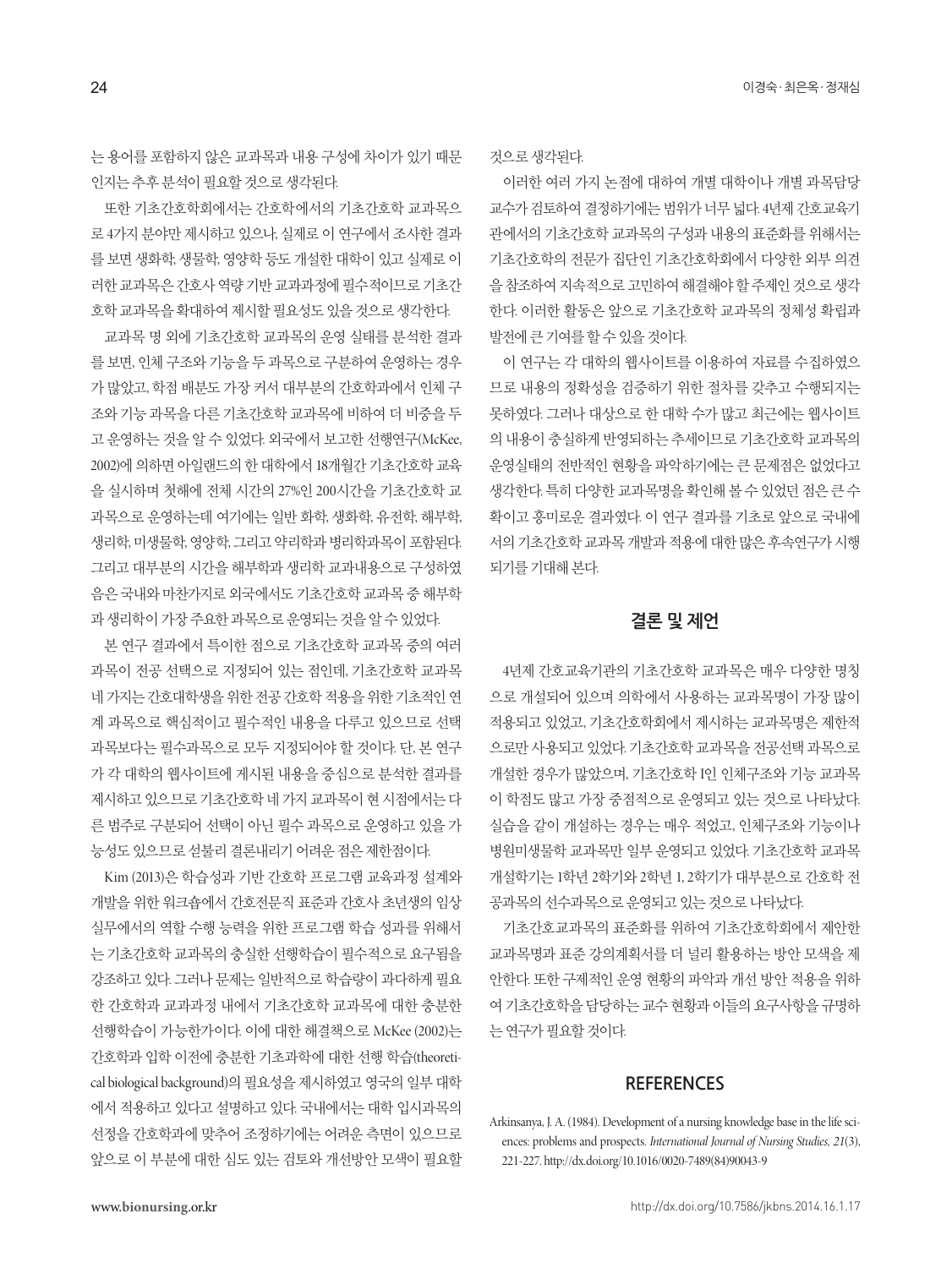는 용어를 포함하지 않은 교과목과 내용 구성에 차이가 있기 때문인지는 추후 분석이 필요할 것으로 생각된다.

또한 기초간호학회에서는 간호학에서의 기초간호학 교과목으로 4가지 분야만 제시하고 있으나, 실제로 이 연구에서 조사한 결과를 보면 생화학, 생물학, 영양학 등도 개설한 대학이 있고 실제로 이러한 교과목은 간호사 역량 기반 교과과정에 필수적이므로 기초간호학 교과목을 확대하여 제시할 필요성도 있을 것으로 생각한다.

교과목 명 외에 기초간호학 교과목의 운영 실태를 분석한 결과를 보면, 인체 구조와 기능을 두 과목으로 구분하여 운영하는 경우가 많았고, 학점 배분도 가장 커서 대부분의 간호학과에서 인체 구조와 기능 과목을 다른 기초간호학 교과목에 비하여 더 비중을 두고 운영하는 것을 알 수 있었다. 외국에서 보고한 선행연구(McKee, 2002)에 의하면 아일랜드의 한 대학에서 18개월간 기초간호학 교육을 실시하며 첫해에 전체 시간의 27%인 200시간을 기초간호학 교과목으로 운영하는데 여기에는 일반 화학, 생화학, 유전학, 해부학, 생리학, 미생물학, 영양학, 그리고 약리학과 병리학과목이 포함된다. 그리고 대부분의 시간을 해부학과 생리학 교과내용으로 구성하였음은 국내와 마찬가지로 외국에서도 기초간호학 교과목 중 해부학과 생리학이 가장 주요한 과목으로 운영되는 것을 알 수 있었다.

본 연구 결과에서 특이한 점으로 기초간호학 교과목 중의 여러 과목이 전공 선택으로 지정되어 있는 점인데, 기초간호학 교과목 네 가지는 간호대학생을 위한 전공 간호학 적용을 위한 기초적인 연계 과목으로 핵심적이고 필수적인 내용을 다루고 있으므로 선택과목보다는 필수과목으로 모두 지정되어야 할 것이다. 단, 본 연구가 각 대학의 웹사이트에 게시된 내용을 중심으로 분석한 결과를 제시하고 있으므로 기초간호학 네 가지 교과목이 현 시점에서는 다른 범주로 구분되어 선택이 아닌 필수 과목으로 운영하고 있을 가능성도 있으므로 섣불리 결론내리기 어려운 점은 제한점이다.

Kim (2013)은 학습성과 기반 간호학 프로그램 교육과정 설계와 개발을 위한 워크숍에서 간호전문직 표준과 간호사 초년생의 임상실무에서의 역할 수행 능력을 위한 프로그램 학습 성과를 위해서는 기초간호학 교과목의 충실한 선행학습이 필수적으로 요구됨을 강조하고 있다. 그러나 문제는 일반적으로 학습량이 과다하게 필요한 간호학과 교과과정 내에서 기초간호학 교과목에 대한 충분한 선행학습이 가능한가이다. 이에 대한 해결책으로 McKee (2002)는 간호학과 입학 이전에 충분한 기초과학에 대한 선행 학습(theoretical biological background)의 필요성을 제시하였고 영국의 일부 대학에서 적용하고 있다고 설명하고 있다. 국내에서는 대학 입시과목의 선정을 간호학과에 맞추어 조정하기에는 어려운 측면이 있으므로 앞으로 이 부분에 대한 심도 있는 검토와 개선방안 모색이 필요할 것으로 생각된다.

이러한 여러 가지 논점에 대하여 개별 대학이나 개별 과목담당 교수가 검토하여 결정하기에는 범위가 너무 넓다. 4년제 간호교육기관에서의 기초간호학 교과목의 구성과 내용의 표준화를 위해서는 기초간호학의 전문가 집단인 기초간호학회에서 다양한 외부 의견을 참조하여 지속적으로 고민하여 해결해야 할 주제인 것으로 생각한다. 이러한 활동은 앞으로 기초간호학 교과목의 정체성 확립과 발전에 큰 기여를 할 수 있을 것이다.

이 연구는 각 대학의 웹사이트를 이용하여 자료를 수집하였으므로 내용의 정확성을 검증하기 위한 절차를 갖추고 수행되지는 못하였다. 그러나 대상으로 한 대학 수가 많고 최근에는 웹사이트의 내용이 충실하게 반영되하는 추세이므로 기초간호학 교과목의 운영실태의 전반적인 현황을 파악하기에는 큰 문제점은 없었다고 생각한다. 특히 다양한 교과목명을 확인해 볼 수 있었던 점은 큰 수확이고 흥미로운 결과였다. 이 연구 결과를 기초로 앞으로 국내에서의 기초간호학 교과목 개발과 적용에 대한 많은 후속연구가 시행되기를 기대해 본다.

## 결론 및 제언

4년제 간호교육기관의 기초간호학 교과목은 매우 다양한 명칭으로 개설되어 있으며 의학에서 사용하는 교과목명이 가장 많이 적용되고 있었고, 기초간호학회에서 제시하는 교과목명은 제한적으로만 사용되고 있었다. 기초간호학 교과목을 전공선택 과목으로 개설한 경우가 많았으며, 기초간호학 I인 인체구조와 기능 교과목이 학점도 많고 가장 중점적으로 운영되고 있는 것으로 나타났다. 실습을 같이 개설하는 경우는 매우 적었고, 인체구조와 기능이나 병원미생물학 교과목만 일부 운영되고 있었다. 기초간호학 교과목 개설학기는 1학년 2학기와 2학년 1, 2학기가 대부분으로 간호학 전공과목의 선수과목으로 운영되고 있는 것으로 나타났다.

기초간호교과목의 표준화를 위하여 기초간호학회에서 제안한 교과목명과 표준 강의계획서를 더 널리 활용하는 방안 모색을 제안한다. 또한 구체적인 운영 현황의 파악과 개선 방안 적용을 위하여 기초간호학을 담당하는 교수 현황과 이들의 요구사항을 규명하는 연구가 필요할 것이다.

## REFERENCES

Arkinsanya, J. A. (1984). Development of a nursing knowledge base in the life sciences: problems and prospects. *International Journal of Nursing Studies, 21*(3), 221-227. http://dx.doi.org/10.1016/0020-7489(84)90043-9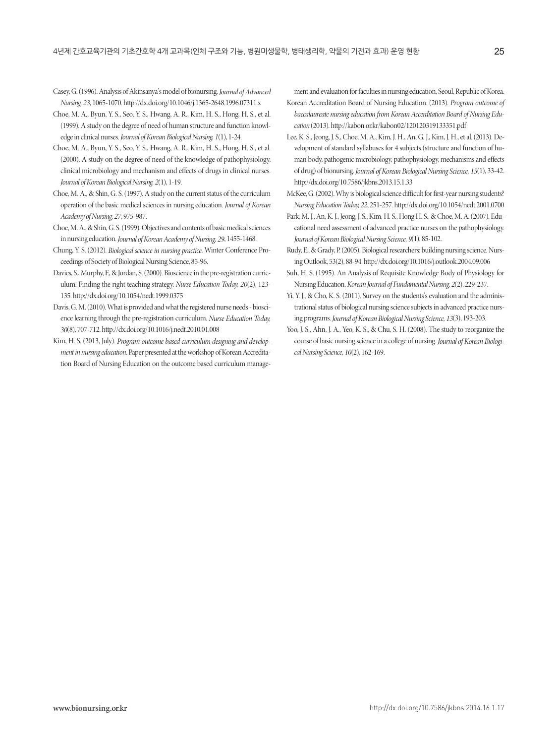Casey, G. (1996). Analysis of Akinsanya's model of bionursing. *Journal of Advanced Nursing, 23*, 1065-1070. http://dx.doi.org/10.1046/j.1365-2648.1996.07311.x

Choe, M. A., Byun, Y. S., Seo, Y. S., Hwang, A. R., Kim, H. S., Hong, H. S., et al. (1999). A study on the degree of need of human structure and function knowledge in clinical nurses. *Journal of Korean Biological Nursing, 1*(1), 1-24.

Choe, M. A., Byun, Y. S., Seo, Y. S., Hwang, A. R., Kim, H. S., Hong, H. S., et al. (2000). A study on the degree of need of the knowledge of pathophysiology, clinical microbiology and mechanism and effects of drugs in clinical nurses. *Journal of Korean Biological Nursing, 2*(1), 1-19.

Choe, M. A., & Shin, G. S. (1997). A study on the current status of the curriculum operation of the basic medical sciences in nursing education. *Journal of Korean Academy of Nursing, 27*, 975-987.

Choe, M. A., & Shin, G. S. (1999). Objectives and contents of basic medical sciences in nursing education. *Journal of Korean Academy of Nursing, 29*, 1455-1468.

Chung, Y. S. (2012). *Biological science in nursing practice.* Winter Conference Proceedings of Society of Biological Nursing Science, 85-96.

Davies, S., Murphy, F., & Jordan, S. (2000). Bioscience in the pre-registration curriculum: Finding the right teaching strategy. *Nurse Education Today, 20*(2), 123-135. http://dx.doi.org/10.1054/nedt.1999.0375

Davis, G. M. (2010). What is provided and what the registered nurse needs - bioscience learning through the pre-registration curriculum. *Nurse Education Today, 30*(8), 707-712. http://dx.doi.org/10.1016/j.nedt.2010.01.008

Kim, H. S. (2013, July). *Program outcome based curriculum designing and development in nursing education.* Paper presented at the workshop of Korean Accreditation Board of Nursing Education on the outcome based curriculum management and evaluation for faculties in nursing education, Seoul, Republic of Korea.

Korean Accreditation Board of Nursing Education. (2013). *Program outcome of baccalaureate nursing education from Korean Accerditation Board of Nursing Education* (2013). http://kabon.or.kr/kabon02/120120319133351.pdf

Lee, K. S., Jeong, J. S., Choe, M. A., Kim, J. H., An, G. J., Kim, J. H., et al. (2013). Development of standard syllabuses for 4 subjects (structure and function of human body, pathogenic microbiology, pathophysiology, mechanisms and effects of drug) of bionursing. *Journal of Korean Biological Nursing Science, 15*(1), 33-42. http://dx.doi.org/10.7586/jkbns.2013.15.1.33

McKee, G. (2002). Why is biological science difficult for first-year nursing students? *Nursing Education Today, 22*, 251-257. http://dx.doi.org/10.1054/nedt.2001.0700

Park, M. J., An, K. J., Jeong, J. S., Kim, H. S., Hong H. S., & Choe, M. A. (2007). Educational need assessment of advanced practice nurses on the pathophysiology. *Journal of Korean Biological Nursing Science, 9*(1), 85-102.

Rudy, E., & Grady, P. (2005). Biological researchers: building nursing science. Nursing Outlook, 53(2), 88-94. http://dx.doi.org/10.1016/j.outlook.2004.09.006

Suh, H. S. (1995). An Analysis of Requisite Knowledge Body of Physiology for Nursing Education. *Korean Journal of Fundamental Nursing, 2*(2), 229-237.

Yi, Y. J., & Cho, K. S. (2011). Survey on the students's evaluation and the administrational status of biological nursing science subjects in advanced practice nursing programs. *Journal of Korean Biological Nursing Science, 13*(3), 193-203.

Yoo, J. S., Ahn, J. A., Yeo, K. S., & Chu, S. H. (2008). The study to reorganize the course of basic nursing science in a college of nursing. *Journal of Korean Biological Nursing Science, 10*(2), 162-169.